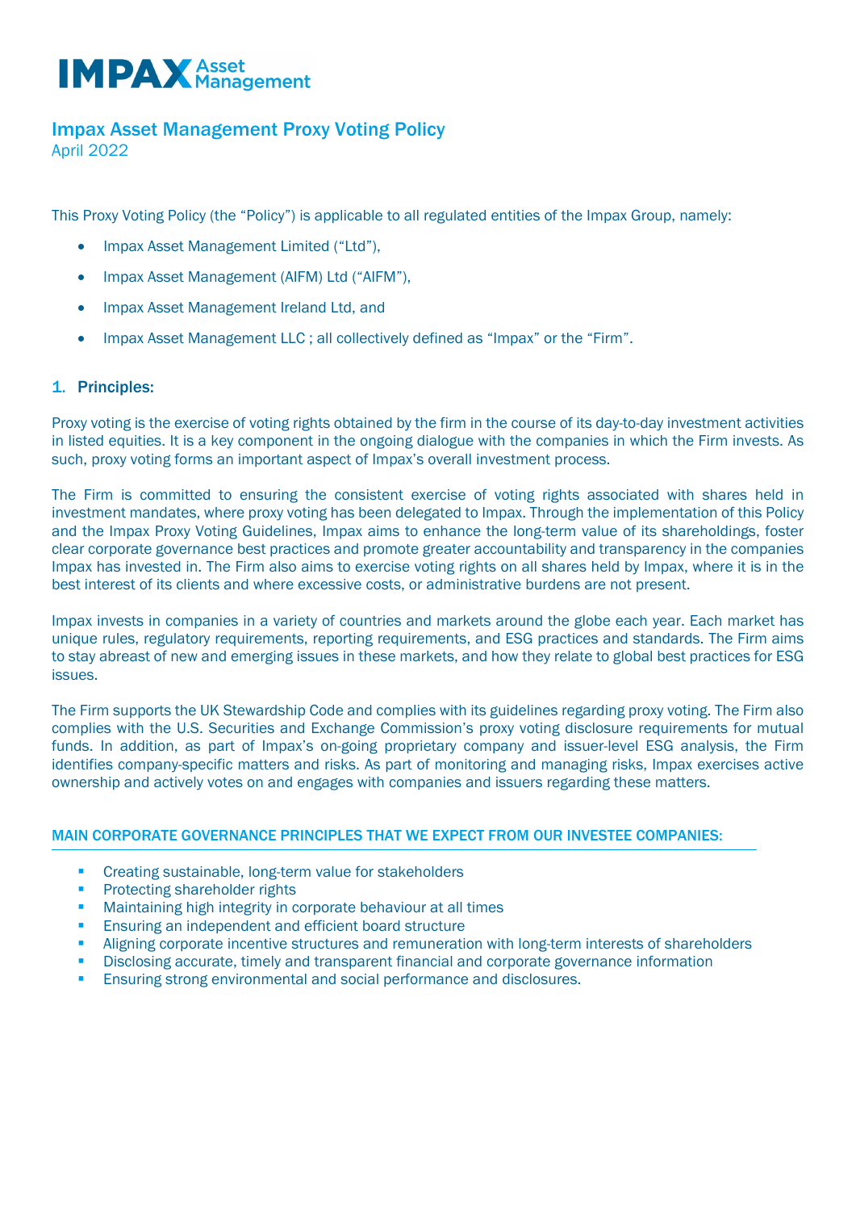# Impax Asset Management Proxy Voting Policy

April 2022

This Proxy Voting Policy (the "Policy") is applicable to all regulated entities of the Impax Group, namely:

- Impax Asset Management Limited ("Ltd"),
- Impax Asset Management (AIFM) Ltd ("AIFM"),
- Impax Asset Management Ireland Ltd, and
- Impax Asset Management LLC ; all collectively defined as "Impax" or the "Firm".

## 1. Principles:

Proxy voting is the exercise of voting rights obtained by the firm in the course of its day-to-day investment activities in listed equities. It is a key component in the ongoing dialogue with the companies in which the Firm invests. As such, proxy voting forms an important aspect of Impax's overall investment process.

The Firm is committed to ensuring the consistent exercise of voting rights associated with shares held in investment mandates, where proxy voting has been delegated to Impax. Through the implementation of this Policy and the Impax Proxy Voting Guidelines, Impax aims to enhance the long-term value of its shareholdings, foster clear corporate governance best practices and promote greater accountability and transparency in the companies Impax has invested in. The Firm also aims to exercise voting rights on all shares held by Impax, where it is in the best interest of its clients and where excessive costs, or administrative burdens are not present.

Impax invests in companies in a variety of countries and markets around the globe each year. Each market has unique rules, regulatory requirements, reporting requirements, and ESG practices and standards. The Firm aims to stay abreast of new and emerging issues in these markets, and how they relate to global best practices for ESG issues.

The Firm supports the UK Stewardship Code and complies with its guidelines regarding proxy voting. The Firm also complies with the U.S. Securities and Exchange Commission's proxy voting disclosure requirements for mutual funds. In addition, as part of Impax's on-going proprietary company and issuer-level ESG analysis, the Firm identifies company-specific matters and risks. As part of monitoring and managing risks, Impax exercises active ownership and actively votes on and engages with companies and issuers regarding these matters.

### MAIN CORPORATE GOVERNANCE PRINCIPLES THAT WE EXPECT FROM OUR INVESTEE COMPANIES:

- Creating sustainable, long-term value for stakeholders
- Protecting shareholder rights
- Maintaining high integrity in corporate behaviour at all times
- Ensuring an independent and efficient board structure
- Aligning corporate incentive structures and remuneration with long-term interests of shareholders
- Disclosing accurate, timely and transparent financial and corporate governance information
- Ensuring strong environmental and social performance and disclosures.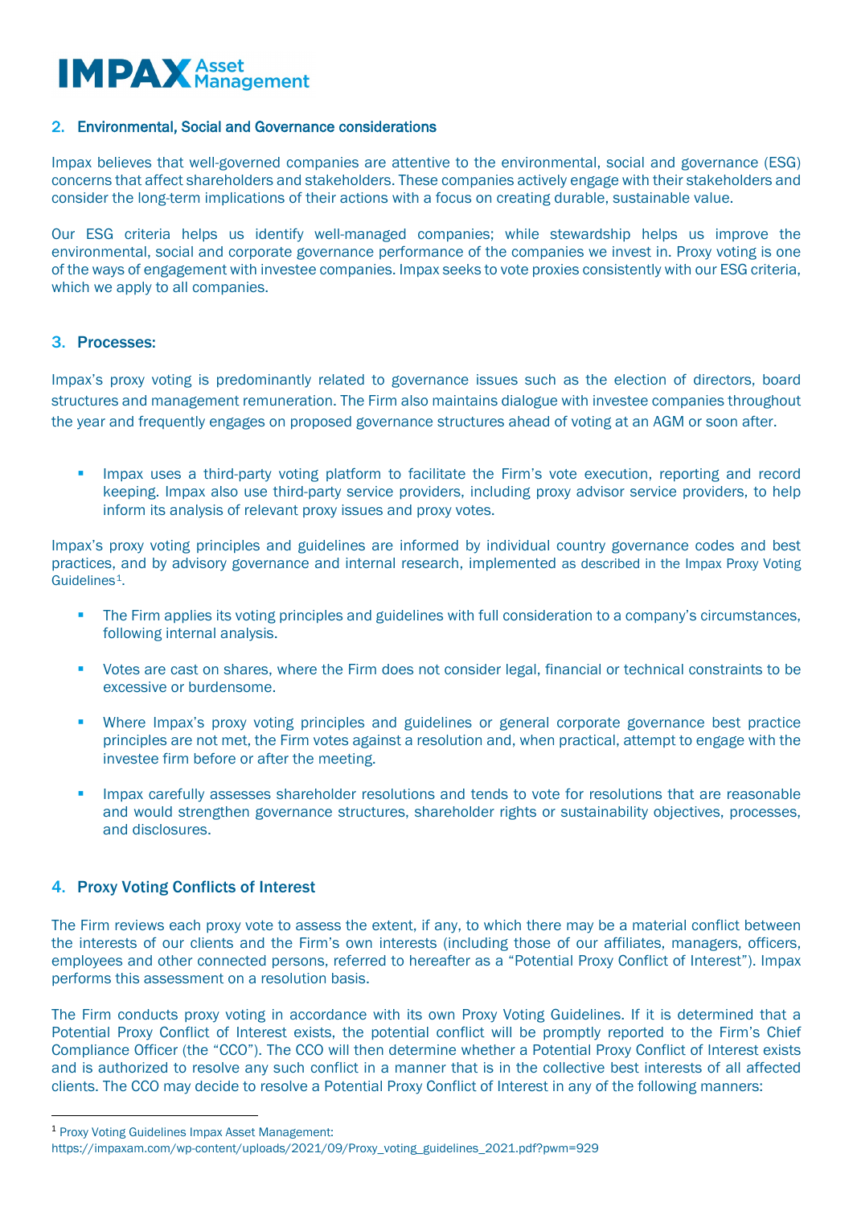## 2. Environmental, Social and Governance considerations

Impax believes that well-governed companies are attentive to the environmental, social and governance (ESG) concerns that affect shareholders and stakeholders. These companies actively engage with their stakeholders and consider the long-term implications of their actions with a focus on creating durable, sustainable value.

Our ESG criteria helps us identify well-managed companies; while stewardship helps us improve the environmental, social and corporate governance performance of the companies we invest in. Proxy voting is one of the ways of engagement with investee companies. Impax seeks to vote proxies consistently with our ESG criteria, which we apply to all companies.

## 3. Processes:

Impax's proxy voting is predominantly related to governance issues such as the election of directors, board structures and management remuneration. The Firm also maintains dialogue with investee companies throughout the year and frequently engages on proposed governance structures ahead of voting at an AGM or soon after.

- Impax uses a third-party voting platform to facilitate the Firm's vote execution, reporting and record keeping. Impax also use third-party service providers, including proxy advisor service providers, to help inform its analysis of relevant proxy issues and proxy votes.

Impax's proxy voting principles and guidelines are informed by individual country governance codes and best practices, and by advisory governance and internal research, implemented as described in the Impax Proxy Voting Guidelines[1].

- The Firm applies its voting principles and guidelines with full consideration to a company's circumstances, following internal analysis.
- Votes are cast on shares, where the Firm does not consider legal, financial or technical constraints to be excessive or burdensome.
- Where Impax's proxy voting principles and guidelines or general corporate governance best practice principles are not met, the Firm votes against a resolution and, when practical, attempt to engage with the investee firm before or after the meeting.
- Impax carefully assesses shareholder resolutions and tends to vote for resolutions that are reasonable and would strengthen governance structures, shareholder rights or sustainability objectives, processes, and disclosures.

## 4. Proxy Voting Conflicts of Interest

The Firm reviews each proxy vote to assess the extent, if any, to which there may be a material conflict between the interests of our clients and the Firm's own interests (including those of our affiliates, managers, officers, employees and other connected persons, referred to hereafter as a "Potential Proxy Conflict of Interest"). Impax performs this assessment on a resolution basis.

The Firm conducts proxy voting in accordance with its own Proxy Voting Guidelines. If it is determined that a Potential Proxy Conflict of Interest exists, the potential conflict will be promptly reported to the Firm's Chief Compliance Officer (the "CCO"). The CCO will then determine whether a Potential Proxy Conflict of Interest exists and is authorized to resolve any such conflict in a manner that is in the collective best interests of all affected clients. The CCO may decide to resolve a Potential Proxy Conflict of Interest in any of the following manners:

---

[1] Proxy Voting Guidelines Impax Asset Management:
https://impaxam.com/wp-content/uploads/2021/09/Proxy_voting_guidelines_2021.pdf?pwm=929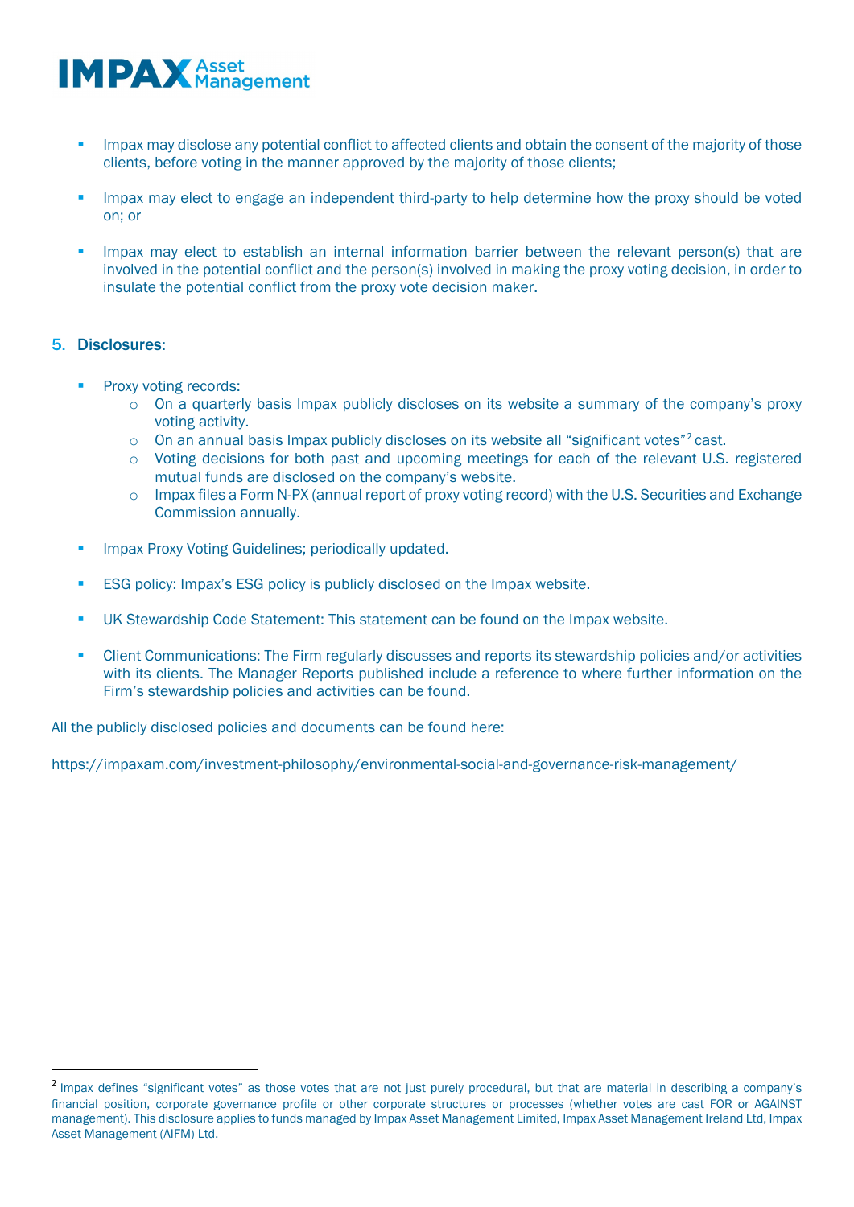- Impax may disclose any potential conflict to affected clients and obtain the consent of the majority of those clients, before voting in the manner approved by the majority of those clients;
- Impax may elect to engage an independent third-party to help determine how the proxy should be voted on; or
- Impax may elect to establish an internal information barrier between the relevant person(s) that are involved in the potential conflict and the person(s) involved in making the proxy voting decision, in order to insulate the potential conflict from the proxy vote decision maker.

## 5. Disclosures:

- Proxy voting records:
  - On a quarterly basis Impax publicly discloses on its website a summary of the company's proxy voting activity.
  - On an annual basis Impax publicly discloses on its website all "significant votes"[2] cast.
  - Voting decisions for both past and upcoming meetings for each of the relevant U.S. registered mutual funds are disclosed on the company's website.
  - Impax files a Form N-PX (annual report of proxy voting record) with the U.S. Securities and Exchange Commission annually.
- Impax Proxy Voting Guidelines; periodically updated.
- ESG policy: Impax's ESG policy is publicly disclosed on the Impax website.
- UK Stewardship Code Statement: This statement can be found on the Impax website.
- Client Communications: The Firm regularly discusses and reports its stewardship policies and/or activities with its clients. The Manager Reports published include a reference to where further information on the Firm's stewardship policies and activities can be found.

All the publicly disclosed policies and documents can be found here:

https://impaxam.com/investment-philosophy/environmental-social-and-governance-risk-management/

---

[2] Impax defines "significant votes" as those votes that are not just purely procedural, but that are material in describing a company's financial position, corporate governance profile or other corporate structures or processes (whether votes are cast FOR or AGAINST management). This disclosure applies to funds managed by Impax Asset Management Limited, Impax Asset Management Ireland Ltd, Impax Asset Management (AIFM) Ltd.